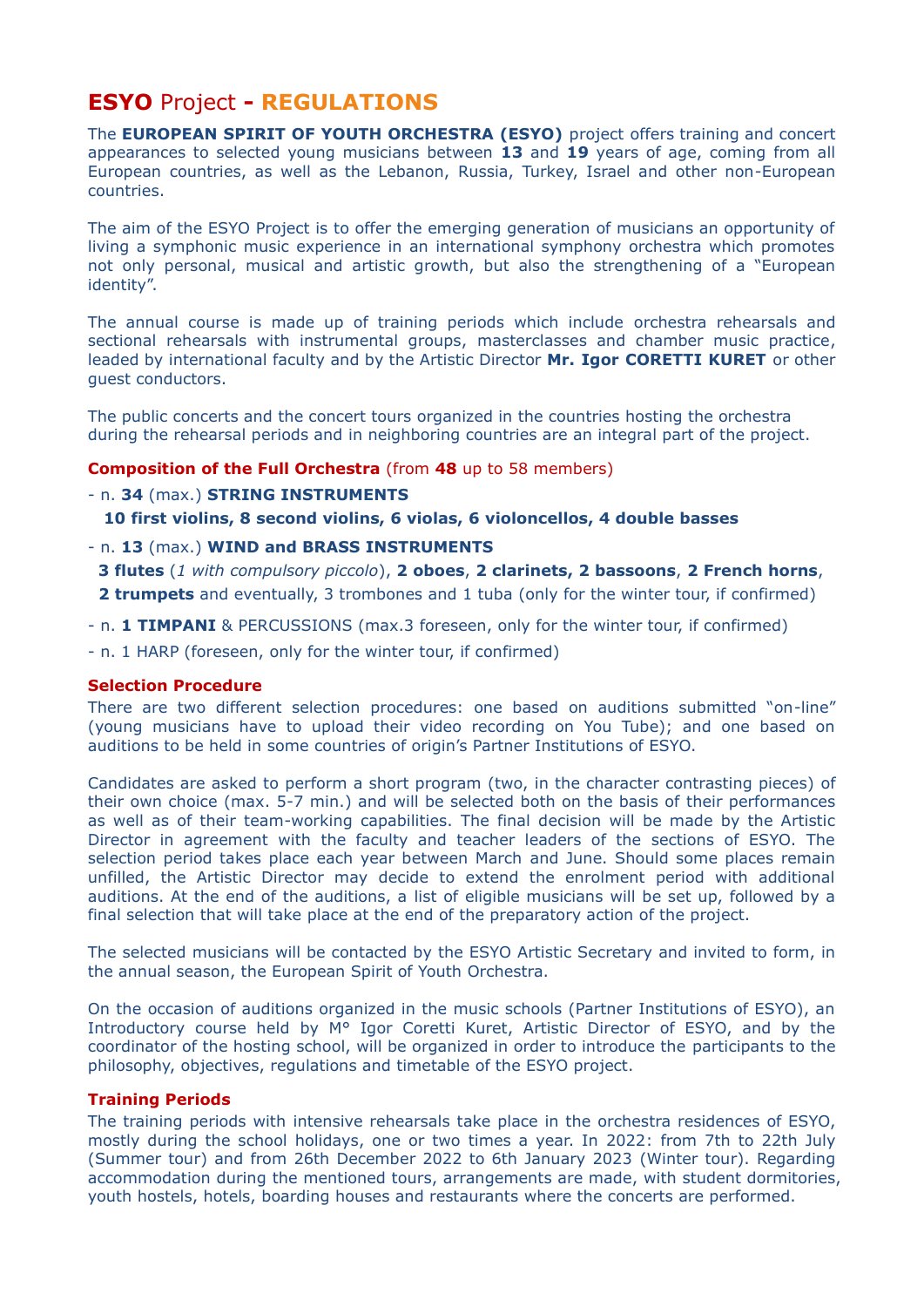# **ESYO** Project - **REGULATIONS**

The **EUROPEAN SPIRIT OF YOUTH ORCHESTRA (ESYO)** project offers training and concert appearances to selected young musicians between **13** and **19** years of age, coming from all European countries, as well as the Lebanon, Russia, Turkey, Israel and other non-European countries.

The aim of the ESYO Project is to offer the emerging generation of musicians an opportunity of living a symphonic music experience in an international symphony orchestra which promotes not only personal, musical and artistic growth, but also the strengthening of a "European identity".

The annual course is made up of training periods which include orchestra rehearsals and sectional rehearsals with instrumental groups, masterclasses and chamber music practice, leaded by international faculty and by the Artistic Director **Mr. Igor CORETTI KURET** or other guest conductors.

The public concerts and the concert tours organized in the countries hosting the orchestra during the rehearsal periods and in neighboring countries are an integral part of the project.

### **Composition of the Full Orchestra** (from **48** up to 58 members)

- n. **34** (max.) **STRING INSTRUMENTS**
  **10 first violins, 8 second violins, 6 violas, 6 violoncellos, 4 double basses**
- n. **13** (max.) **WIND and BRASS INSTRUMENTS**
  **3 flutes** (*1 with compulsory piccolo*), **2 oboes**, **2 clarinets, 2 bassoons**, **2 French horns**, **2 trumpets** and eventually, 3 trombones and 1 tuba (only for the winter tour, if confirmed)
- n. **1 TIMPANI** & PERCUSSIONS (max.3 foreseen, only for the winter tour, if confirmed)
- n. 1 HARP (foreseen, only for the winter tour, if confirmed)

### **Selection Procedure**

There are two different selection procedures: one based on auditions submitted "on-line" (young musicians have to upload their video recording on You Tube); and one based on auditions to be held in some countries of origin's Partner Institutions of ESYO.

Candidates are asked to perform a short program (two, in the character contrasting pieces) of their own choice (max. 5-7 min.) and will be selected both on the basis of their performances as well as of their team-working capabilities. The final decision will be made by the Artistic Director in agreement with the faculty and teacher leaders of the sections of ESYO. The selection period takes place each year between March and June. Should some places remain unfilled, the Artistic Director may decide to extend the enrolment period with additional auditions. At the end of the auditions, a list of eligible musicians will be set up, followed by a final selection that will take place at the end of the preparatory action of the project.

The selected musicians will be contacted by the ESYO Artistic Secretary and invited to form, in the annual season, the European Spirit of Youth Orchestra.

On the occasion of auditions organized in the music schools (Partner Institutions of ESYO), an Introductory course held by M° Igor Coretti Kuret, Artistic Director of ESYO, and by the coordinator of the hosting school, will be organized in order to introduce the participants to the philosophy, objectives, regulations and timetable of the ESYO project.

### **Training Periods**

The training periods with intensive rehearsals take place in the orchestra residences of ESYO, mostly during the school holidays, one or two times a year. In 2022: from 7th to 22th July (Summer tour) and from 26th December 2022 to 6th January 2023 (Winter tour). Regarding accommodation during the mentioned tours, arrangements are made, with student dormitories, youth hostels, hotels, boarding houses and restaurants where the concerts are performed.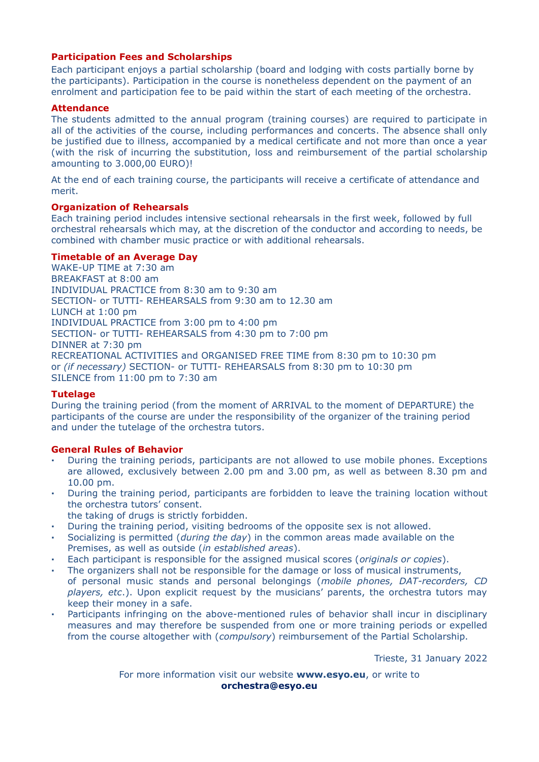## Participation Fees and Scholarships

Each participant enjoys a partial scholarship (board and lodging with costs partially borne by the participants). Participation in the course is nonetheless dependent on the payment of an enrolment and participation fee to be paid within the start of each meeting of the orchestra.

## Attendance

The students admitted to the annual program (training courses) are required to participate in all of the activities of the course, including performances and concerts. The absence shall only be justified due to illness, accompanied by a medical certificate and not more than once a year (with the risk of incurring the substitution, loss and reimbursement of the partial scholarship amounting to 3.000,00 EURO)!

At the end of each training course, the participants will receive a certificate of attendance and merit.

## Organization of Rehearsals

Each training period includes intensive sectional rehearsals in the first week, followed by full orchestral rehearsals which may, at the discretion of the conductor and according to needs, be combined with chamber music practice or with additional rehearsals.

## Timetable of an Average Day

WAKE-UP TIME at 7:30 am
BREAKFAST at 8:00 am
INDIVIDUAL PRACTICE from 8:30 am to 9:30 am
SECTION- or TUTTI- REHEARSALS from 9:30 am to 12.30 am
LUNCH at 1:00 pm
INDIVIDUAL PRACTICE from 3:00 pm to 4:00 pm
SECTION- or TUTTI- REHEARSALS from 4:30 pm to 7:00 pm
DINNER at 7:30 pm
RECREATIONAL ACTIVITIES and ORGANISED FREE TIME from 8:30 pm to 10:30 pm
or *(if necessary)* SECTION- or TUTTI- REHEARSALS from 8:30 pm to 10:30 pm
SILENCE from 11:00 pm to 7:30 am

## Tutelage

During the training period (from the moment of ARRIVAL to the moment of DEPARTURE) the participants of the course are under the responsibility of the organizer of the training period and under the tutelage of the orchestra tutors.

## General Rules of Behavior

- During the training periods, participants are not allowed to use mobile phones. Exceptions are allowed, exclusively between 2.00 pm and 3.00 pm, as well as between 8.30 pm and 10.00 pm.
- During the training period, participants are forbidden to leave the training location without the orchestra tutors' consent.
  the taking of drugs is strictly forbidden.
- During the training period, visiting bedrooms of the opposite sex is not allowed.
- Socializing is permitted (*during the day*) in the common areas made available on the Premises, as well as outside (*in established areas*).
- Each participant is responsible for the assigned musical scores (*originals or copies*).
- The organizers shall not be responsible for the damage or loss of musical instruments, of personal music stands and personal belongings (*mobile phones, DAT-recorders, CD players, etc*.). Upon explicit request by the musicians' parents, the orchestra tutors may keep their money in a safe.
- Participants infringing on the above-mentioned rules of behavior shall incur in disciplinary measures and may therefore be suspended from one or more training periods or expelled from the course altogether with (*compulsory*) reimbursement of the Partial Scholarship.

Trieste, 31 January 2022

For more information visit our website **www.esyo.eu**, or write to **orchestra@esyo.eu**